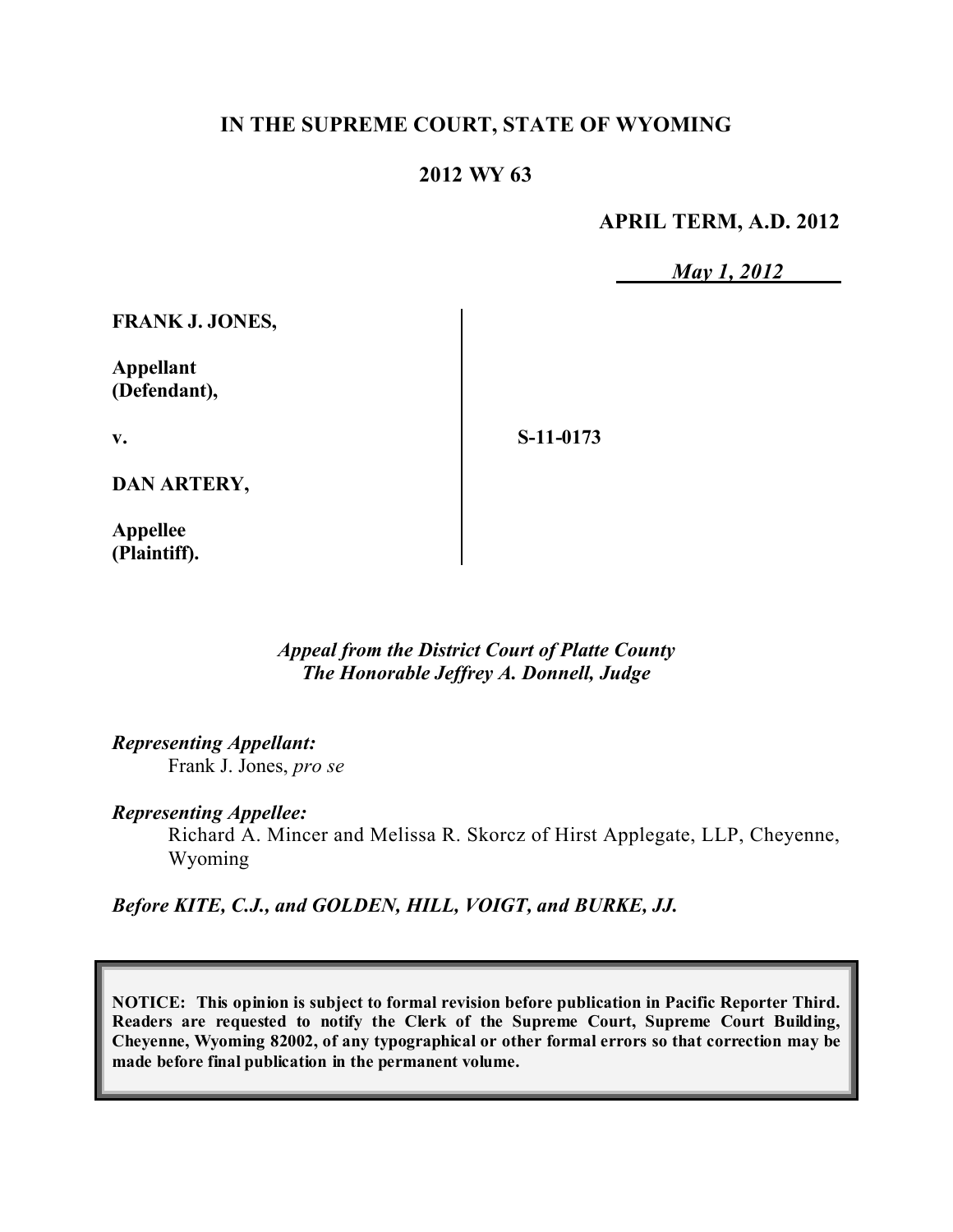# IN THE SUPREME COURT, STATE OF WYOMING

## 2012 WY 63

**APRIL TERM, A.D. 2012**

*May 1, 2012*

| | |
|---|---|
| **FRANK J. JONES,**<br><br>**Appellant (Defendant),**<br><br>**v.**<br><br>**DAN ARTERY,**<br><br>**Appellee (Plaintiff).** | **S-11-0173** |

*Appeal from the District Court of Platte County*
*The Honorable Jeffrey A. Donnell, Judge*

*Representing Appellant:*
Frank J. Jones, *pro se*

*Representing Appellee:*
Richard A. Mincer and Melissa R. Skorcz of Hirst Applegate, LLP, Cheyenne, Wyoming

***Before KITE, C.J., and GOLDEN, HILL, VOIGT, and BURKE, JJ.***

**NOTICE: This opinion is subject to formal revision before publication in Pacific Reporter Third. Readers are requested to notify the Clerk of the Supreme Court, Supreme Court Building, Cheyenne, Wyoming 82002, of any typographical or other formal errors so that correction may be made before final publication in the permanent volume.**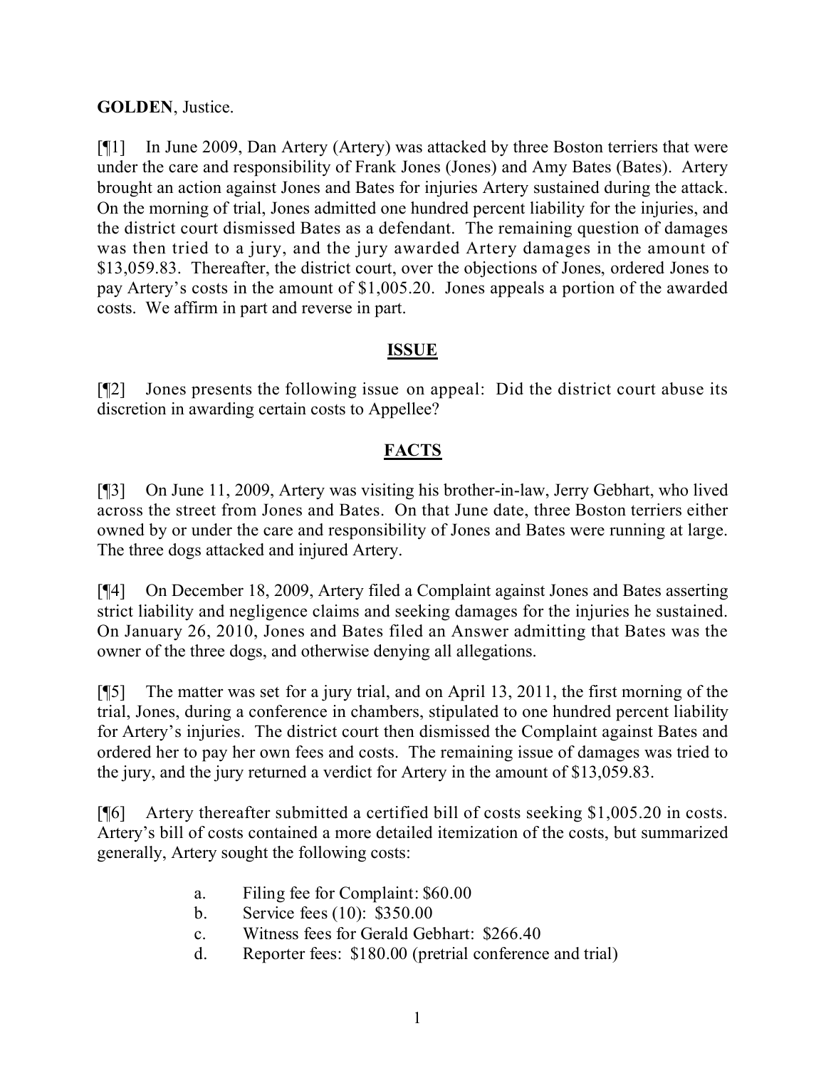**GOLDEN**, Justice.

[¶1] In June 2009, Dan Artery (Artery) was attacked by three Boston terriers that were under the care and responsibility of Frank Jones (Jones) and Amy Bates (Bates). Artery brought an action against Jones and Bates for injuries Artery sustained during the attack. On the morning of trial, Jones admitted one hundred percent liability for the injuries, and the district court dismissed Bates as a defendant. The remaining question of damages was then tried to a jury, and the jury awarded Artery damages in the amount of $13,059.83. Thereafter, the district court, over the objections of Jones, ordered Jones to pay Artery's costs in the amount of $1,005.20. Jones appeals a portion of the awarded costs. We affirm in part and reverse in part.

## ISSUE

[¶2] Jones presents the following issue on appeal: Did the district court abuse its discretion in awarding certain costs to Appellee?

## FACTS

[¶3] On June 11, 2009, Artery was visiting his brother-in-law, Jerry Gebhart, who lived across the street from Jones and Bates. On that June date, three Boston terriers either owned by or under the care and responsibility of Jones and Bates were running at large. The three dogs attacked and injured Artery.

[¶4] On December 18, 2009, Artery filed a Complaint against Jones and Bates asserting strict liability and negligence claims and seeking damages for the injuries he sustained. On January 26, 2010, Jones and Bates filed an Answer admitting that Bates was the owner of the three dogs, and otherwise denying all allegations.

[¶5] The matter was set for a jury trial, and on April 13, 2011, the first morning of the trial, Jones, during a conference in chambers, stipulated to one hundred percent liability for Artery's injuries. The district court then dismissed the Complaint against Bates and ordered her to pay her own fees and costs. The remaining issue of damages was tried to the jury, and the jury returned a verdict for Artery in the amount of $13,059.83.

[¶6] Artery thereafter submitted a certified bill of costs seeking $1,005.20 in costs. Artery's bill of costs contained a more detailed itemization of the costs, but summarized generally, Artery sought the following costs:

a. Filing fee for Complaint: $60.00
b. Service fees (10): $350.00
c. Witness fees for Gerald Gebhart: $266.40
d. Reporter fees: $180.00 (pretrial conference and trial)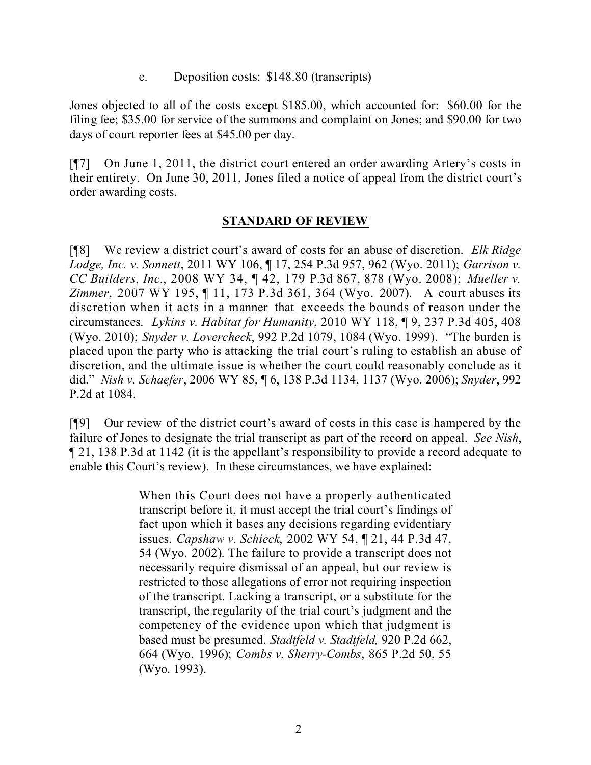e. Deposition costs: $148.80 (transcripts)

Jones objected to all of the costs except $185.00, which accounted for: $60.00 for the filing fee; $35.00 for service of the summons and complaint on Jones; and $90.00 for two days of court reporter fees at $45.00 per day.

[¶7] On June 1, 2011, the district court entered an order awarding Artery's costs in their entirety. On June 30, 2011, Jones filed a notice of appeal from the district court's order awarding costs.

## STANDARD OF REVIEW

[¶8] We review a district court's award of costs for an abuse of discretion. *Elk Ridge Lodge, Inc. v. Sonnett*, 2011 WY 106, ¶ 17, 254 P.3d 957, 962 (Wyo. 2011); *Garrison v. CC Builders, Inc.*, 2008 WY 34, ¶ 42, 179 P.3d 867, 878 (Wyo. 2008); *Mueller v. Zimmer*, 2007 WY 195, ¶ 11, 173 P.3d 361, 364 (Wyo. 2007). A court abuses its discretion when it acts in a manner that exceeds the bounds of reason under the circumstances. *Lykins v. Habitat for Humanity*, 2010 WY 118, ¶ 9, 237 P.3d 405, 408 (Wyo. 2010); *Snyder v. Lovercheck*, 992 P.2d 1079, 1084 (Wyo. 1999). "The burden is placed upon the party who is attacking the trial court's ruling to establish an abuse of discretion, and the ultimate issue is whether the court could reasonably conclude as it did." *Nish v. Schaefer*, 2006 WY 85, ¶ 6, 138 P.3d 1134, 1137 (Wyo. 2006); *Snyder*, 992 P.2d at 1084.

[¶9] Our review of the district court's award of costs in this case is hampered by the failure of Jones to designate the trial transcript as part of the record on appeal. *See Nish*, ¶ 21, 138 P.3d at 1142 (it is the appellant's responsibility to provide a record adequate to enable this Court's review). In these circumstances, we have explained:

> When this Court does not have a properly authenticated transcript before it, it must accept the trial court's findings of fact upon which it bases any decisions regarding evidentiary issues. *Capshaw v. Schieck*, 2002 WY 54, ¶ 21, 44 P.3d 47, 54 (Wyo. 2002). The failure to provide a transcript does not necessarily require dismissal of an appeal, but our review is restricted to those allegations of error not requiring inspection of the transcript. Lacking a transcript, or a substitute for the transcript, the regularity of the trial court's judgment and the competency of the evidence upon which that judgment is based must be presumed. *Stadtfeld v. Stadtfeld,* 920 P.2d 662, 664 (Wyo. 1996); *Combs v. Sherry-Combs*, 865 P.2d 50, 55 (Wyo. 1993).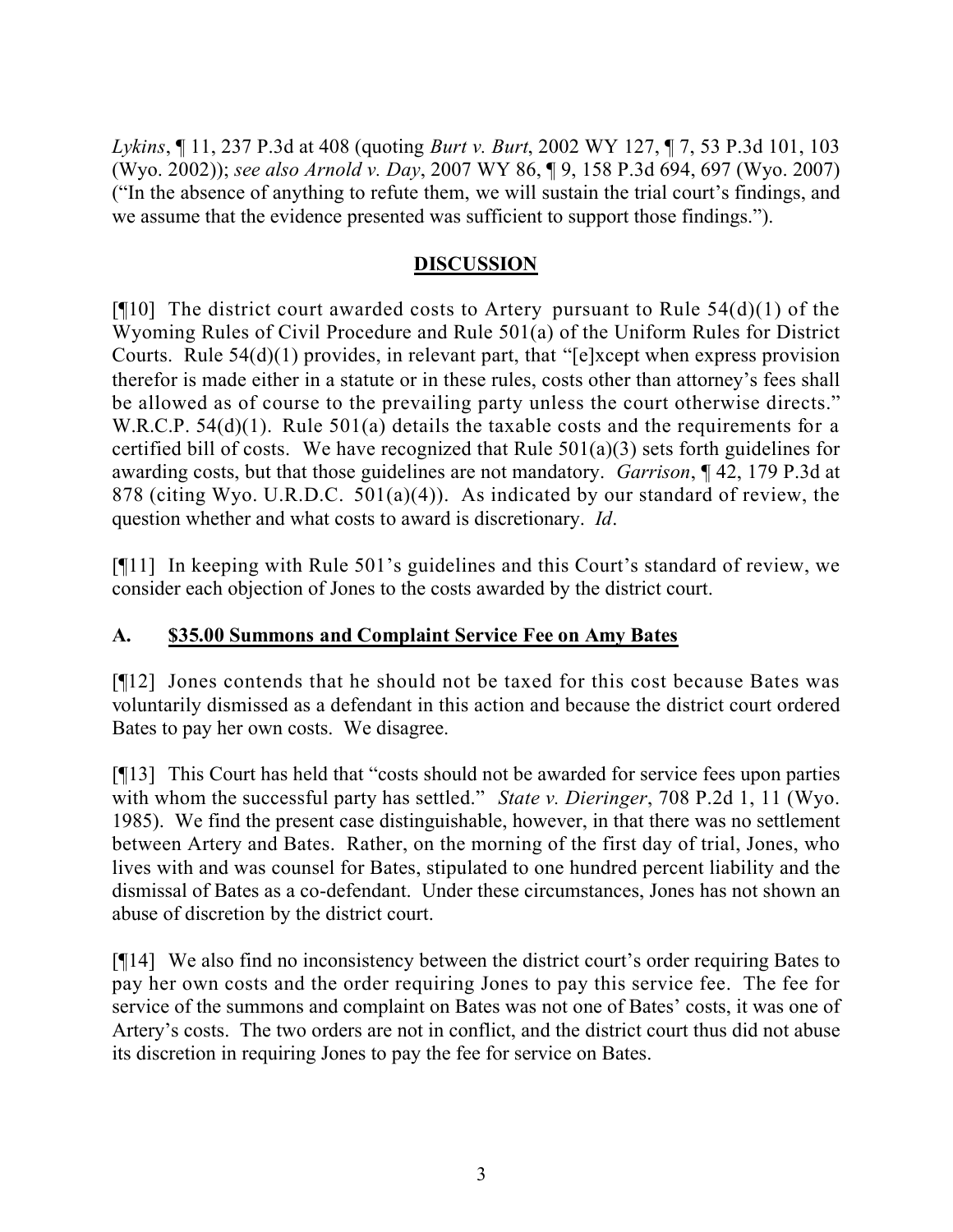*Lykins*, ¶ 11, 237 P.3d at 408 (quoting *Burt v. Burt*, 2002 WY 127, ¶ 7, 53 P.3d 101, 103 (Wyo. 2002)); *see also Arnold v. Day*, 2007 WY 86, ¶ 9, 158 P.3d 694, 697 (Wyo. 2007) ("In the absence of anything to refute them, we will sustain the trial court's findings, and we assume that the evidence presented was sufficient to support those findings.").

## DISCUSSION

[¶10] The district court awarded costs to Artery pursuant to Rule 54(d)(1) of the Wyoming Rules of Civil Procedure and Rule 501(a) of the Uniform Rules for District Courts. Rule 54(d)(1) provides, in relevant part, that "[e]xcept when express provision therefor is made either in a statute or in these rules, costs other than attorney's fees shall be allowed as of course to the prevailing party unless the court otherwise directs." W.R.C.P. 54(d)(1). Rule 501(a) details the taxable costs and the requirements for a certified bill of costs. We have recognized that Rule 501(a)(3) sets forth guidelines for awarding costs, but that those guidelines are not mandatory. *Garrison*, ¶ 42, 179 P.3d at 878 (citing Wyo. U.R.D.C. 501(a)(4)). As indicated by our standard of review, the question whether and what costs to award is discretionary. *Id*.

[¶11] In keeping with Rule 501's guidelines and this Court's standard of review, we consider each objection of Jones to the costs awarded by the district court.

### A. $35.00 Summons and Complaint Service Fee on Amy Bates

[¶12] Jones contends that he should not be taxed for this cost because Bates was voluntarily dismissed as a defendant in this action and because the district court ordered Bates to pay her own costs. We disagree.

[¶13] This Court has held that "costs should not be awarded for service fees upon parties with whom the successful party has settled." *State v. Dieringer*, 708 P.2d 1, 11 (Wyo. 1985). We find the present case distinguishable, however, in that there was no settlement between Artery and Bates. Rather, on the morning of the first day of trial, Jones, who lives with and was counsel for Bates, stipulated to one hundred percent liability and the dismissal of Bates as a co-defendant. Under these circumstances, Jones has not shown an abuse of discretion by the district court.

[¶14] We also find no inconsistency between the district court's order requiring Bates to pay her own costs and the order requiring Jones to pay this service fee. The fee for service of the summons and complaint on Bates was not one of Bates' costs, it was one of Artery's costs. The two orders are not in conflict, and the district court thus did not abuse its discretion in requiring Jones to pay the fee for service on Bates.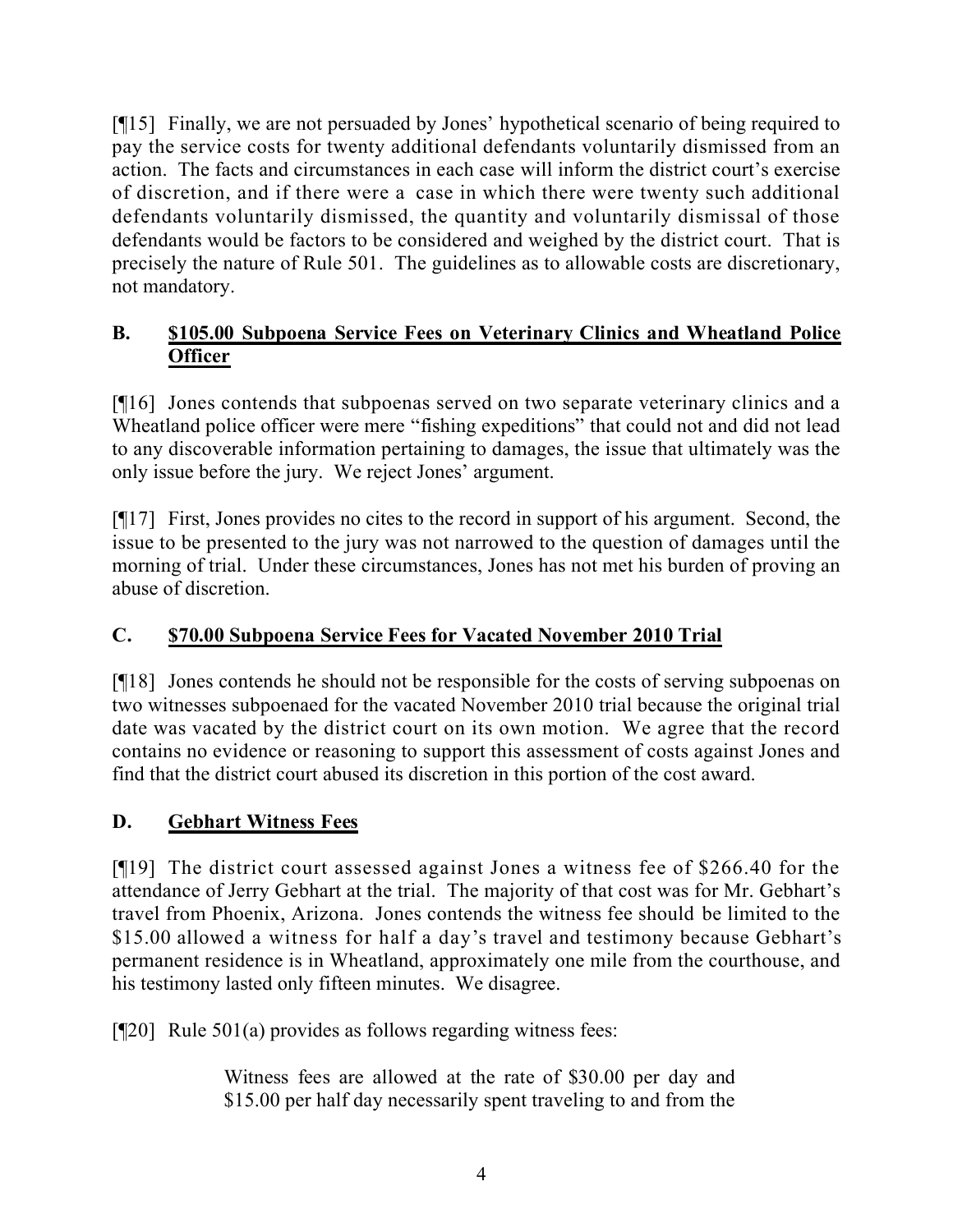[¶15] Finally, we are not persuaded by Jones' hypothetical scenario of being required to pay the service costs for twenty additional defendants voluntarily dismissed from an action. The facts and circumstances in each case will inform the district court's exercise of discretion, and if there were a case in which there were twenty such additional defendants voluntarily dismissed, the quantity and voluntarily dismissal of those defendants would be factors to be considered and weighed by the district court. That is precisely the nature of Rule 501. The guidelines as to allowable costs are discretionary, not mandatory.

### B. <u>$105.00 Subpoena Service Fees on Veterinary Clinics and Wheatland Police Officer</u>

[¶16] Jones contends that subpoenas served on two separate veterinary clinics and a Wheatland police officer were mere "fishing expeditions" that could not and did not lead to any discoverable information pertaining to damages, the issue that ultimately was the only issue before the jury. We reject Jones' argument.

[¶17] First, Jones provides no cites to the record in support of his argument. Second, the issue to be presented to the jury was not narrowed to the question of damages until the morning of trial. Under these circumstances, Jones has not met his burden of proving an abuse of discretion.

### C. <u>$70.00 Subpoena Service Fees for Vacated November 2010 Trial</u>

[¶18] Jones contends he should not be responsible for the costs of serving subpoenas on two witnesses subpoenaed for the vacated November 2010 trial because the original trial date was vacated by the district court on its own motion. We agree that the record contains no evidence or reasoning to support this assessment of costs against Jones and find that the district court abused its discretion in this portion of the cost award.

### D. <u>Gebhart Witness Fees</u>

[¶19] The district court assessed against Jones a witness fee of $266.40 for the attendance of Jerry Gebhart at the trial. The majority of that cost was for Mr. Gebhart's travel from Phoenix, Arizona. Jones contends the witness fee should be limited to the $15.00 allowed a witness for half a day's travel and testimony because Gebhart's permanent residence is in Wheatland, approximately one mile from the courthouse, and his testimony lasted only fifteen minutes. We disagree.

[¶20] Rule 501(a) provides as follows regarding witness fees:

> Witness fees are allowed at the rate of $30.00 per day and $15.00 per half day necessarily spent traveling to and from the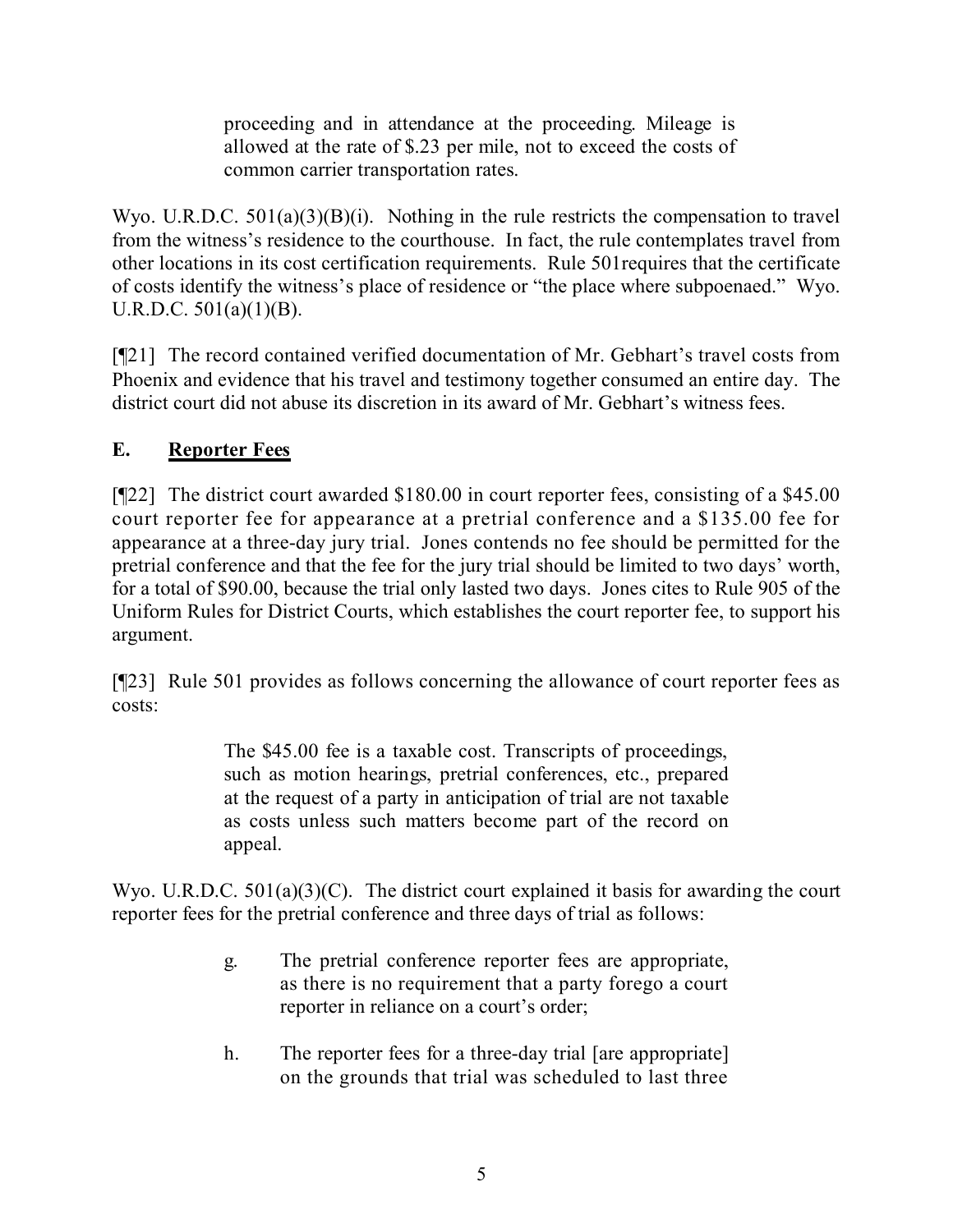> proceeding and in attendance at the proceeding. Mileage is allowed at the rate of $.23 per mile, not to exceed the costs of common carrier transportation rates.

Wyo. U.R.D.C. 501(a)(3)(B)(i). Nothing in the rule restricts the compensation to travel from the witness's residence to the courthouse. In fact, the rule contemplates travel from other locations in its cost certification requirements. Rule 501requires that the certificate of costs identify the witness's place of residence or "the place where subpoenaed." Wyo. U.R.D.C. 501(a)(1)(B).

[¶21] The record contained verified documentation of Mr. Gebhart's travel costs from Phoenix and evidence that his travel and testimony together consumed an entire day. The district court did not abuse its discretion in its award of Mr. Gebhart's witness fees.

## E. Reporter Fees

[¶22] The district court awarded $180.00 in court reporter fees, consisting of a $45.00 court reporter fee for appearance at a pretrial conference and a $135.00 fee for appearance at a three-day jury trial. Jones contends no fee should be permitted for the pretrial conference and that the fee for the jury trial should be limited to two days' worth, for a total of $90.00, because the trial only lasted two days. Jones cites to Rule 905 of the Uniform Rules for District Courts, which establishes the court reporter fee, to support his argument.

[¶23] Rule 501 provides as follows concerning the allowance of court reporter fees as costs:

> The $45.00 fee is a taxable cost. Transcripts of proceedings, such as motion hearings, pretrial conferences, etc., prepared at the request of a party in anticipation of trial are not taxable as costs unless such matters become part of the record on appeal.

Wyo. U.R.D.C. 501(a)(3)(C). The district court explained it basis for awarding the court reporter fees for the pretrial conference and three days of trial as follows:

> g. The pretrial conference reporter fees are appropriate, as there is no requirement that a party forego a court reporter in reliance on a court's order;
>
> h. The reporter fees for a three-day trial [are appropriate] on the grounds that trial was scheduled to last three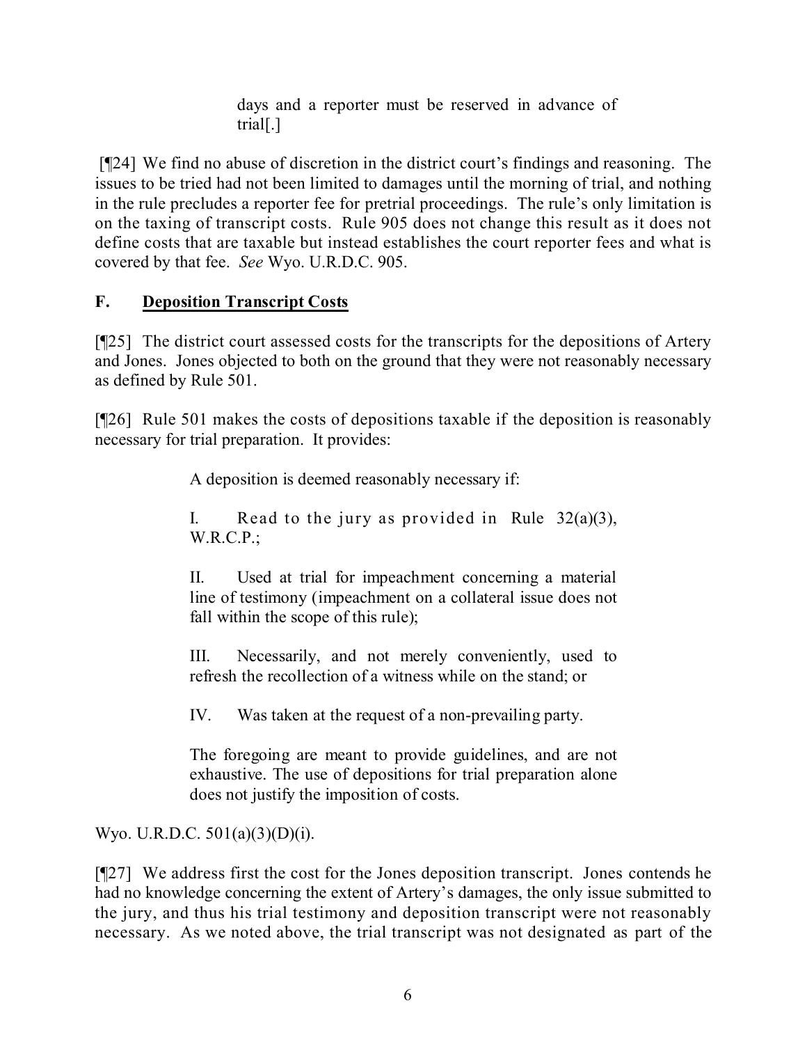> days and a reporter must be reserved in advance of trial[.]

[¶24] We find no abuse of discretion in the district court's findings and reasoning. The issues to be tried had not been limited to damages until the morning of trial, and nothing in the rule precludes a reporter fee for pretrial proceedings. The rule's only limitation is on the taxing of transcript costs. Rule 905 does not change this result as it does not define costs that are taxable but instead establishes the court reporter fees and what is covered by that fee. *See* Wyo. U.R.D.C. 905.

## F. Deposition Transcript Costs

[¶25] The district court assessed costs for the transcripts for the depositions of Artery and Jones. Jones objected to both on the ground that they were not reasonably necessary as defined by Rule 501.

[¶26] Rule 501 makes the costs of depositions taxable if the deposition is reasonably necessary for trial preparation. It provides:

> A deposition is deemed reasonably necessary if:
>
> I. Read to the jury as provided in Rule 32(a)(3), W.R.C.P.;
>
> II. Used at trial for impeachment concerning a material line of testimony (impeachment on a collateral issue does not fall within the scope of this rule);
>
> III. Necessarily, and not merely conveniently, used to refresh the recollection of a witness while on the stand; or
>
> IV. Was taken at the request of a non-prevailing party.
>
> The foregoing are meant to provide guidelines, and are not exhaustive. The use of depositions for trial preparation alone does not justify the imposition of costs.

Wyo. U.R.D.C. 501(a)(3)(D)(i).

[¶27] We address first the cost for the Jones deposition transcript. Jones contends he had no knowledge concerning the extent of Artery's damages, the only issue submitted to the jury, and thus his trial testimony and deposition transcript were not reasonably necessary. As we noted above, the trial transcript was not designated as part of the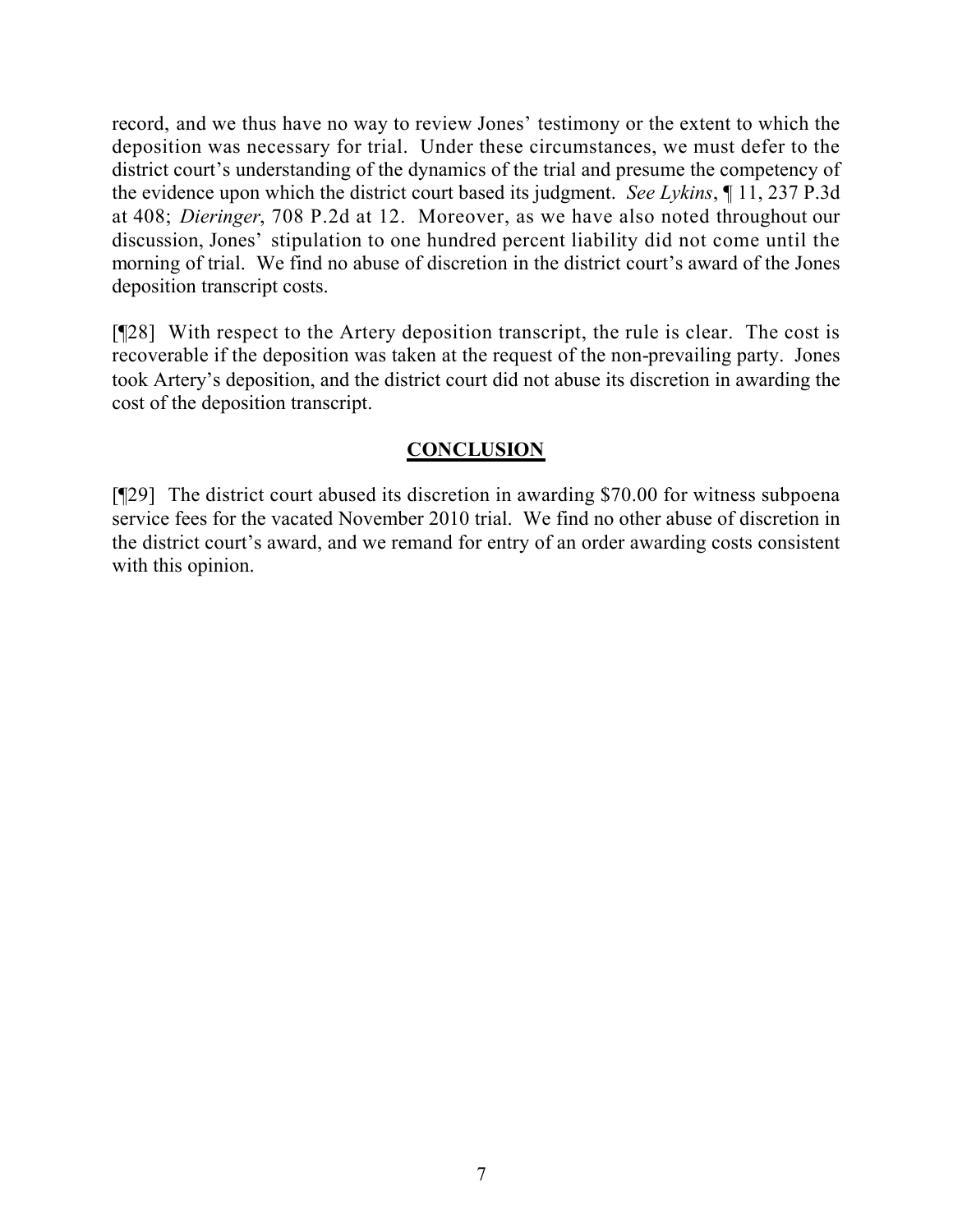record, and we thus have no way to review Jones' testimony or the extent to which the deposition was necessary for trial. Under these circumstances, we must defer to the district court's understanding of the dynamics of the trial and presume the competency of the evidence upon which the district court based its judgment. *See Lykins*, ¶ 11, 237 P.3d at 408; *Dieringer*, 708 P.2d at 12. Moreover, as we have also noted throughout our discussion, Jones' stipulation to one hundred percent liability did not come until the morning of trial. We find no abuse of discretion in the district court's award of the Jones deposition transcript costs.

[¶28] With respect to the Artery deposition transcript, the rule is clear. The cost is recoverable if the deposition was taken at the request of the non-prevailing party. Jones took Artery's deposition, and the district court did not abuse its discretion in awarding the cost of the deposition transcript.

## CONCLUSION

[¶29] The district court abused its discretion in awarding $70.00 for witness subpoena service fees for the vacated November 2010 trial. We find no other abuse of discretion in the district court's award, and we remand for entry of an order awarding costs consistent with this opinion.